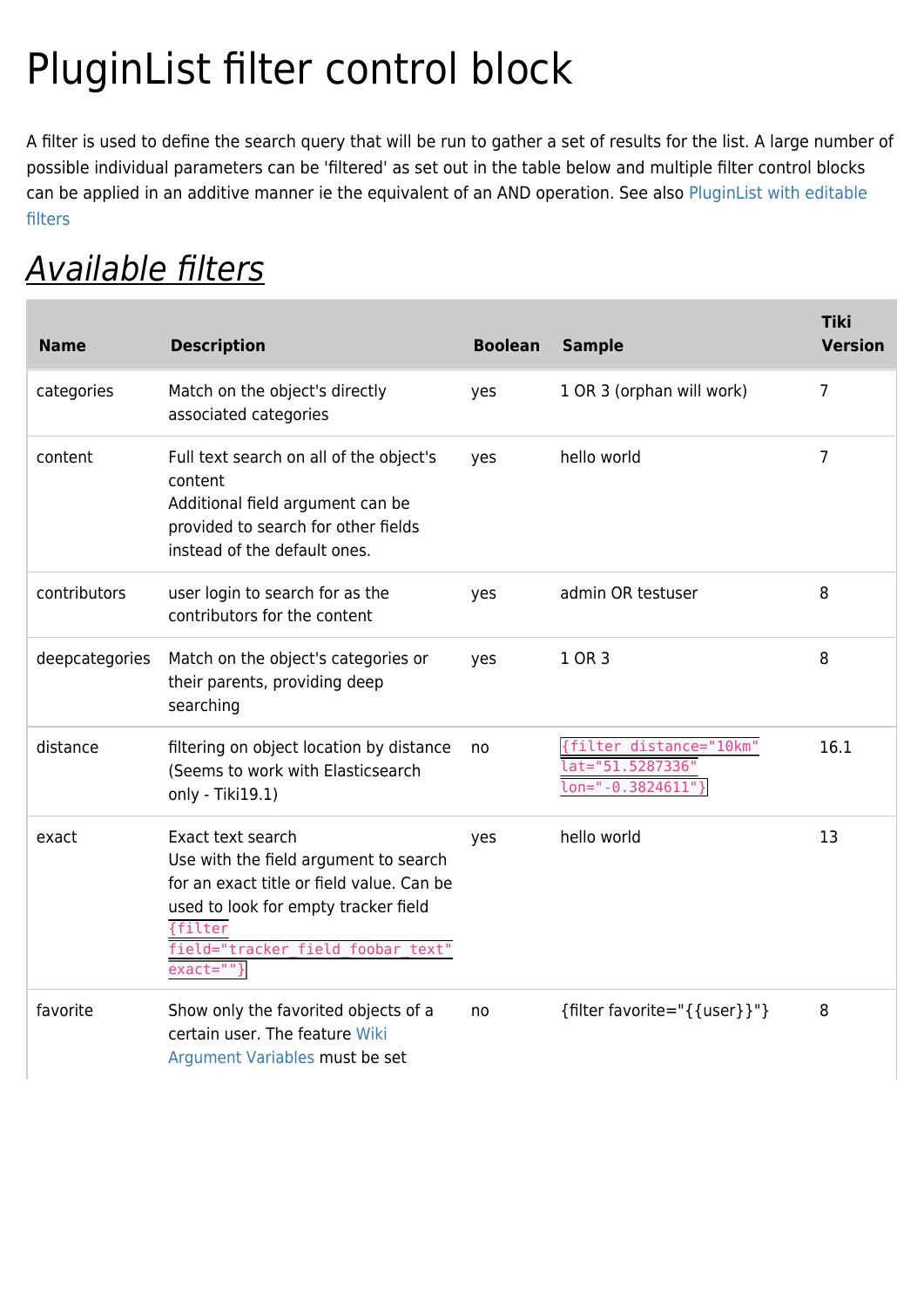# PluginList filter control block

A filter is used to define the search query that will be run to gather a set of results for the list. A large number of possible individual parameters can be 'filtered' as set out in the table below and multiple filter control blocks can be applied in an additive manner ie the equivalent of an AND operation. See also PluginList with editable filters

## *Available filters*

| Name | Description | Boolean | Sample | Tiki Version |
|---|---|---|---|---|
| categories | Match on the object's directly associated categories | yes | 1 OR 3 (orphan will work) | 7 |
| content | Full text search on all of the object's content<br>Additional field argument can be provided to search for other fields instead of the default ones. | yes | hello world | 7 |
| contributors | user login to search for as the contributors for the content | yes | admin OR testuser | 8 |
| deepcategories | Match on the object's categories or their parents, providing deep searching | yes | 1 OR 3 | 8 |
| distance | filtering on object location by distance (Seems to work with Elasticsearch only - Tiki19.1) | no | `{filter distance="10km" lat="51.5287336" lon="-0.3824611"}` | 16.1 |
| exact | Exact text search<br>Use with the field argument to search for an exact title or field value. Can be used to look for empty tracker field `{filter field="tracker_field_foobar_text" exact=""}` | yes | hello world | 13 |
| favorite | Show only the favorited objects of a certain user. The feature Wiki Argument Variables must be set | no | {filter favorite="{{user}}"} | 8 |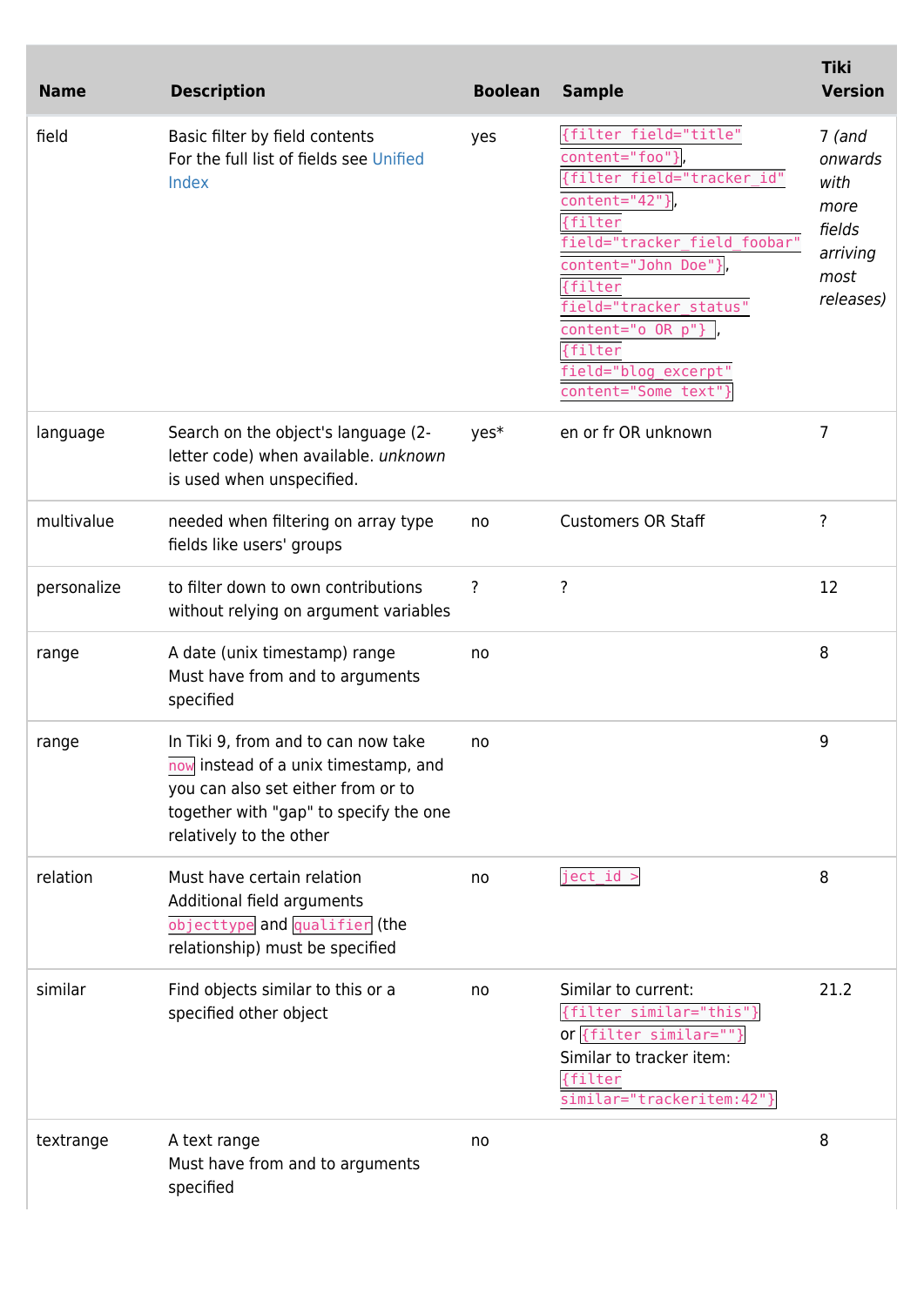| Name | Description | Boolean | Sample | Tiki Version |
| --- | --- | --- | --- | --- |
| field | Basic filter by field contents<br>For the full list of fields see Unified Index | yes | `{filter field="title" content="foo"}`, `{filter field="tracker_id" content="42"}`, `{filter field="tracker_field_foobar" content="John Doe"}`, `{filter field="tracker_status" content="o OR p"}` , `{filter field="blog_excerpt" content="Some text"}` | 7 *(and onwards with more fields arriving most releases)* |
| language | Search on the object's language (2-letter code) when available. *unknown* is used when unspecified. | yes* | en or fr OR unknown | 7 |
| multivalue | needed when filtering on array type fields like users' groups | no | Customers OR Staff | ? |
| personalize | to filter down to own contributions without relying on argument variables | ? | ? | 12 |
| range | A date (unix timestamp) range<br>Must have from and to arguments specified | no | | 8 |
| range | In Tiki 9, from and to can now take `now` instead of a unix timestamp, and you can also set either from or to together with "gap" to specify the one relatively to the other | no | | 9 |
| relation | Must have certain relation<br>Additional field arguments `objecttype` and `qualifier` (the relationship) must be specified | no | `ject id >` | 8 |
| similar | Find objects similar to this or a specified other object | no | Similar to current: `{filter similar="this"}` or `{filter similar=""}`<br>Similar to tracker item: `{filter similar="trackeritem:42"}` | 21.2 |
| textrange | A text range<br>Must have from and to arguments specified | no | | 8 |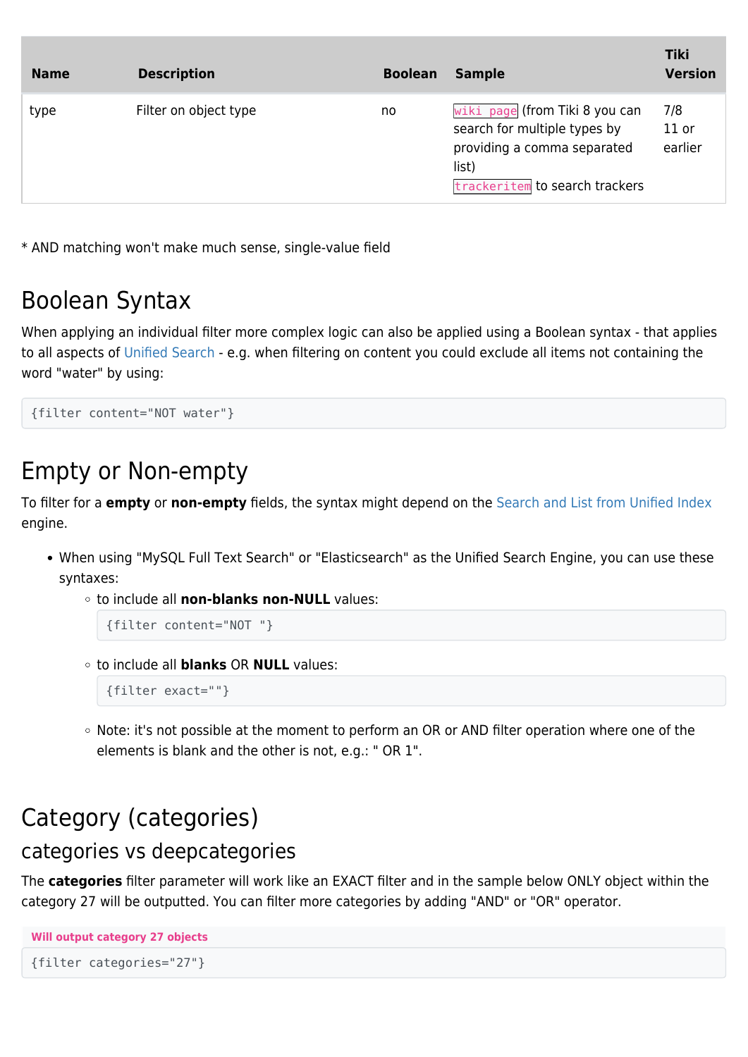| Name | Description | Boolean | Sample | Tiki Version |
| --- | --- | --- | --- | --- |
| type | Filter on object type | no | `wiki page` (from Tiki 8 you can search for multiple types by providing a comma separated list)<br>`trackeritem` to search trackers | 7/8<br>11 or earlier |

* AND matching won't make much sense, single-value field

# Boolean Syntax

When applying an individual filter more complex logic can also be applied using a Boolean syntax - that applies to all aspects of Unified Search - e.g. when filtering on content you could exclude all items not containing the word "water" by using:

```
{filter content="NOT water"}
```

# Empty or Non-empty

To filter for a **empty** or **non-empty** fields, the syntax might depend on the Search and List from Unified Index engine.

- When using "MySQL Full Text Search" or "Elasticsearch" as the Unified Search Engine, you can use these syntaxes:
  - to include all **non-blanks non-NULL** values:

    ```
    {filter content="NOT "}
    ```

  - to include all **blanks** OR **NULL** values:

    ```
    {filter exact=""}
    ```

  - Note: it's not possible at the moment to perform an OR or AND filter operation where one of the elements is blank and the other is not, e.g.: " OR 1".

# Category (categories)

## categories vs deepcategories

The **categories** filter parameter will work like an EXACT filter and in the sample below ONLY object within the category 27 will be outputted. You can filter more categories by adding "AND" or "OR" operator.

**Will output category 27 objects**

```
{filter categories="27"}
```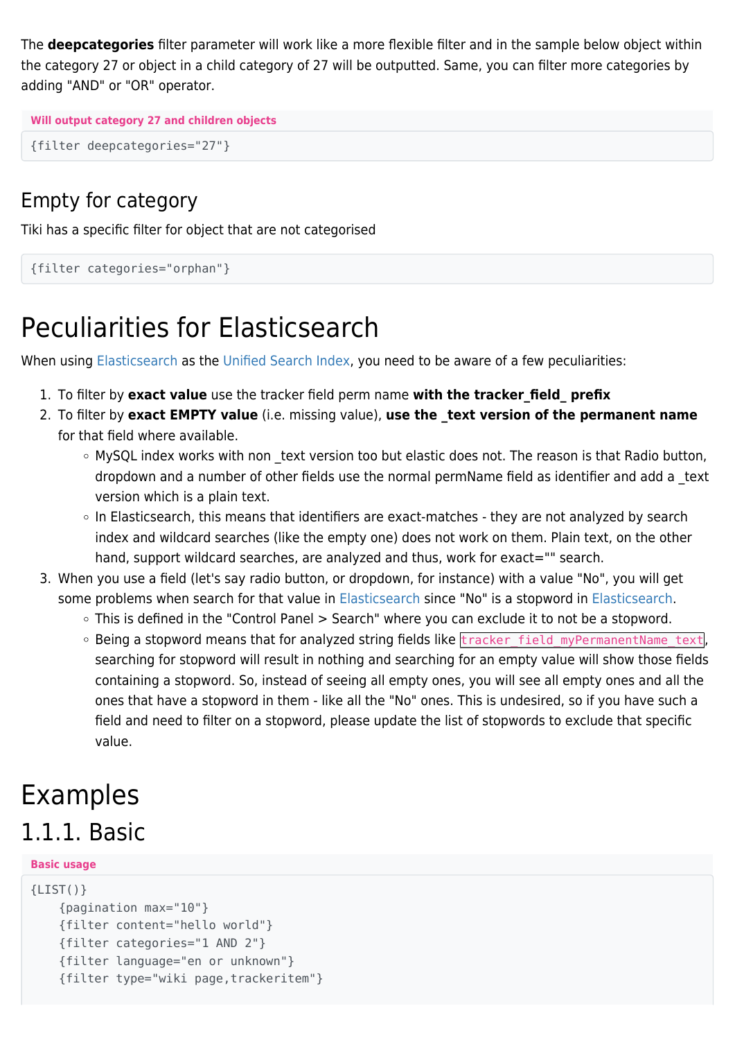The **deepcategories** filter parameter will work like a more flexible filter and in the sample below object within the category 27 or object in a child category of 27 will be outputted. Same, you can filter more categories by adding "AND" or "OR" operator.

**Will output category 27 and children objects**

```
{filter deepcategories="27"}
```

## Empty for category

Tiki has a specific filter for object that are not categorised

```
{filter categories="orphan"}
```

# Peculiarities for Elasticsearch

When using Elasticsearch as the Unified Search Index, you need to be aware of a few peculiarities:

1. To filter by **exact value** use the tracker field perm name **with the tracker_field_ prefix**
2. To filter by **exact EMPTY value** (i.e. missing value), **use the _text version of the permanent name** for that field where available.
   - MySQL index works with non _text version too but elastic does not. The reason is that Radio button, dropdown and a number of other fields use the normal permName field as identifier and add a _text version which is a plain text.
   - In Elasticsearch, this means that identifiers are exact-matches - they are not analyzed by search index and wildcard searches (like the empty one) does not work on them. Plain text, on the other hand, support wildcard searches, are analyzed and thus, work for exact="" search.
3. When you use a field (let's say radio button, or dropdown, for instance) with a value "No", you will get some problems when search for that value in Elasticsearch since "No" is a stopword in Elasticsearch.
   - This is defined in the "Control Panel > Search" where you can exclude it to not be a stopword.
   - Being a stopword means that for analyzed string fields like `tracker_field_myPermanentName_text`, searching for stopword will result in nothing and searching for an empty value will show those fields containing a stopword. So, instead of seeing all empty ones, you will see all empty ones and all the ones that have a stopword in them - like all the "No" ones. This is undesired, so if you have such a field and need to filter on a stopword, please update the list of stopwords to exclude that specific value.

# Examples

## 1.1.1. Basic

**Basic usage**

```
{LIST()}
    {pagination max="10"}
    {filter content="hello world"}
    {filter categories="1 AND 2"}
    {filter language="en or unknown"}
    {filter type="wiki page,trackeritem"}
```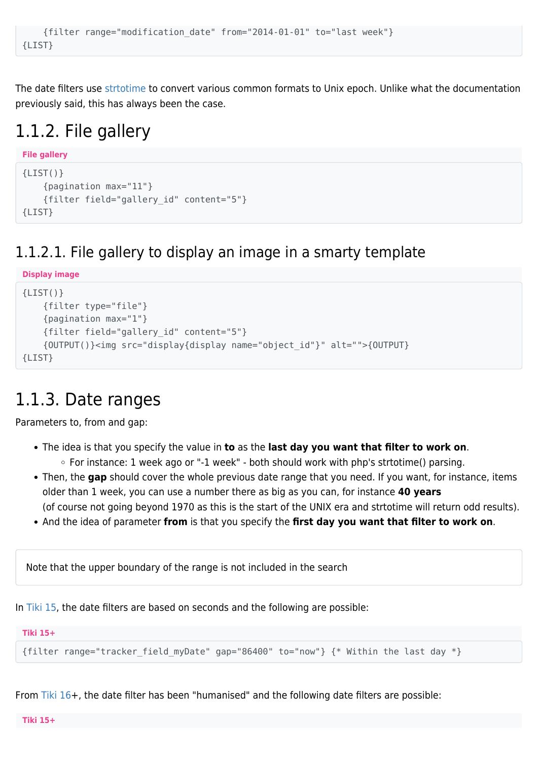```
    {filter range="modification_date" from="2014-01-01" to="last week"}
{LIST}
```

The date filters use strtotime to convert various common formats to Unix epoch. Unlike what the documentation previously said, this has always been the case.

## 1.1.2. File gallery

**File gallery**

```
{LIST()}
    {pagination max="11"}
    {filter field="gallery_id" content="5"}
{LIST}
```

### 1.1.2.1. File gallery to display an image in a smarty template

**Display image**

```
{LIST()}
    {filter type="file"}
    {pagination max="1"}
    {filter field="gallery_id" content="5"}
    {OUTPUT()}<img src="display{display name="object_id"}" alt="">{OUTPUT}
{LIST}
```

## 1.1.3. Date ranges

Parameters to, from and gap:

- The idea is that you specify the value in **to** as the **last day you want that filter to work on**.
  - For instance: 1 week ago or "-1 week" - both should work with php's strtotime() parsing.
- Then, the **gap** should cover the whole previous date range that you need. If you want, for instance, items older than 1 week, you can use a number there as big as you can, for instance **40 years** (of course not going beyond 1970 as this is the start of the UNIX era and strtotime will return odd results).
- And the idea of parameter **from** is that you specify the **first day you want that filter to work on**.

Note that the upper boundary of the range is not included in the search

In Tiki 15, the date filters are based on seconds and the following are possible:

**Tiki 15+**

```
{filter range="tracker_field_myDate" gap="86400" to="now"} {* Within the last day *}
```

From Tiki 16+, the date filter has been "humanised" and the following date filters are possible:

**Tiki 15+**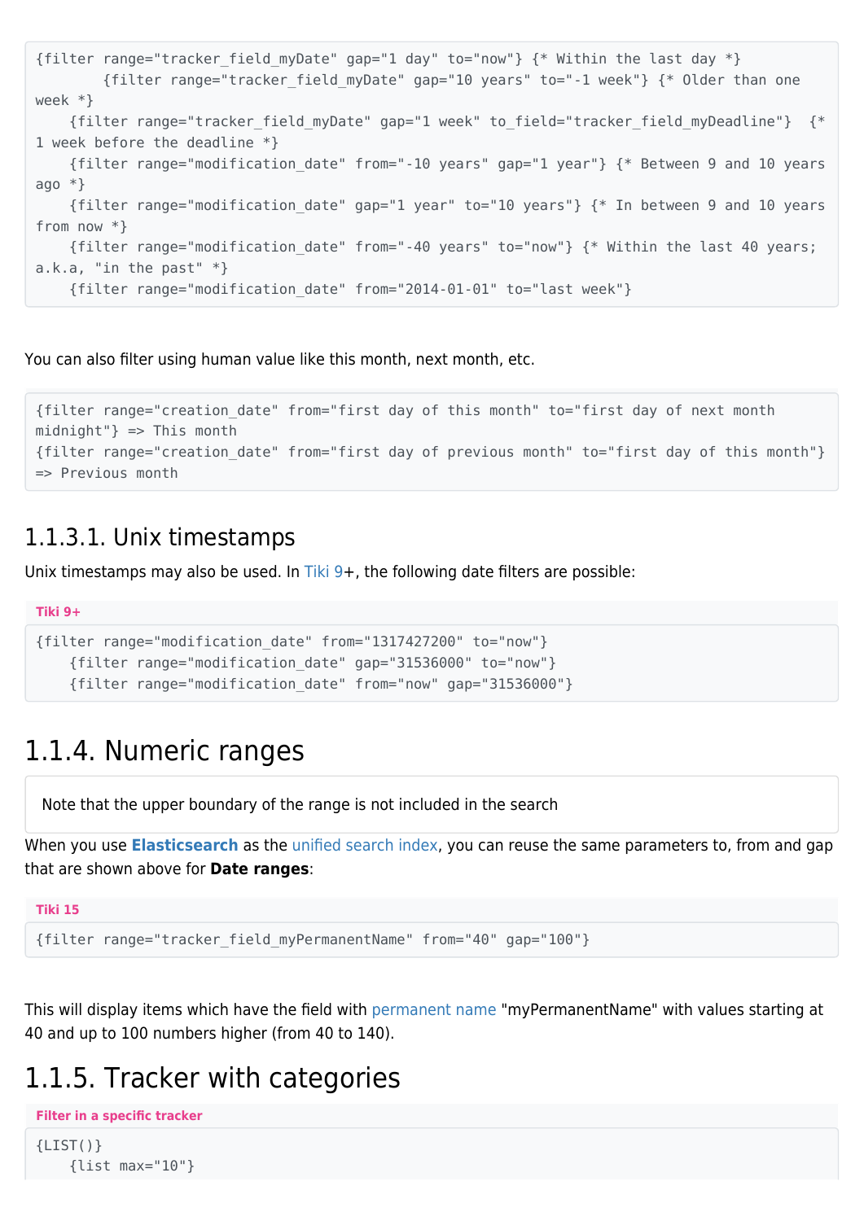```
{filter range="tracker_field_myDate" gap="1 day" to="now"} {* Within the last day *}
        {filter range="tracker_field_myDate" gap="10 years" to="-1 week"} {* Older than one week *}
    {filter range="tracker_field_myDate" gap="1 week" to_field="tracker_field_myDeadline"}  {* 1 week before the deadline *}
    {filter range="modification_date" from="-10 years" gap="1 year"} {* Between 9 and 10 years ago *}
    {filter range="modification_date" gap="1 year" to="10 years"} {* In between 9 and 10 years from now *}
    {filter range="modification_date" from="-40 years" to="now"} {* Within the last 40 years; a.k.a, "in the past" *}
    {filter range="modification_date" from="2014-01-01" to="last week"}
```

You can also filter using human value like this month, next month, etc.

```
{filter range="creation_date" from="first day of this month" to="first day of next month midnight"} => This month
{filter range="creation_date" from="first day of previous month" to="first day of this month"} => Previous month
```

### 1.1.3.1. Unix timestamps

Unix timestamps may also be used. In Tiki 9+, the following date filters are possible:

**Tiki 9+**

```
{filter range="modification_date" from="1317427200" to="now"}
    {filter range="modification_date" gap="31536000" to="now"}
    {filter range="modification_date" from="now" gap="31536000"}
```

## 1.1.4. Numeric ranges

Note that the upper boundary of the range is not included in the search

When you use **Elasticsearch** as the unified search index, you can reuse the same parameters to, from and gap that are shown above for **Date ranges**:

**Tiki 15**

```
{filter range="tracker_field_myPermanentName" from="40" gap="100"}
```

This will display items which have the field with permanent name "myPermanentName" with values starting at 40 and up to 100 numbers higher (from 40 to 140).

## 1.1.5. Tracker with categories

**Filter in a specific tracker**

```
{LIST()}
    {list max="10"}
```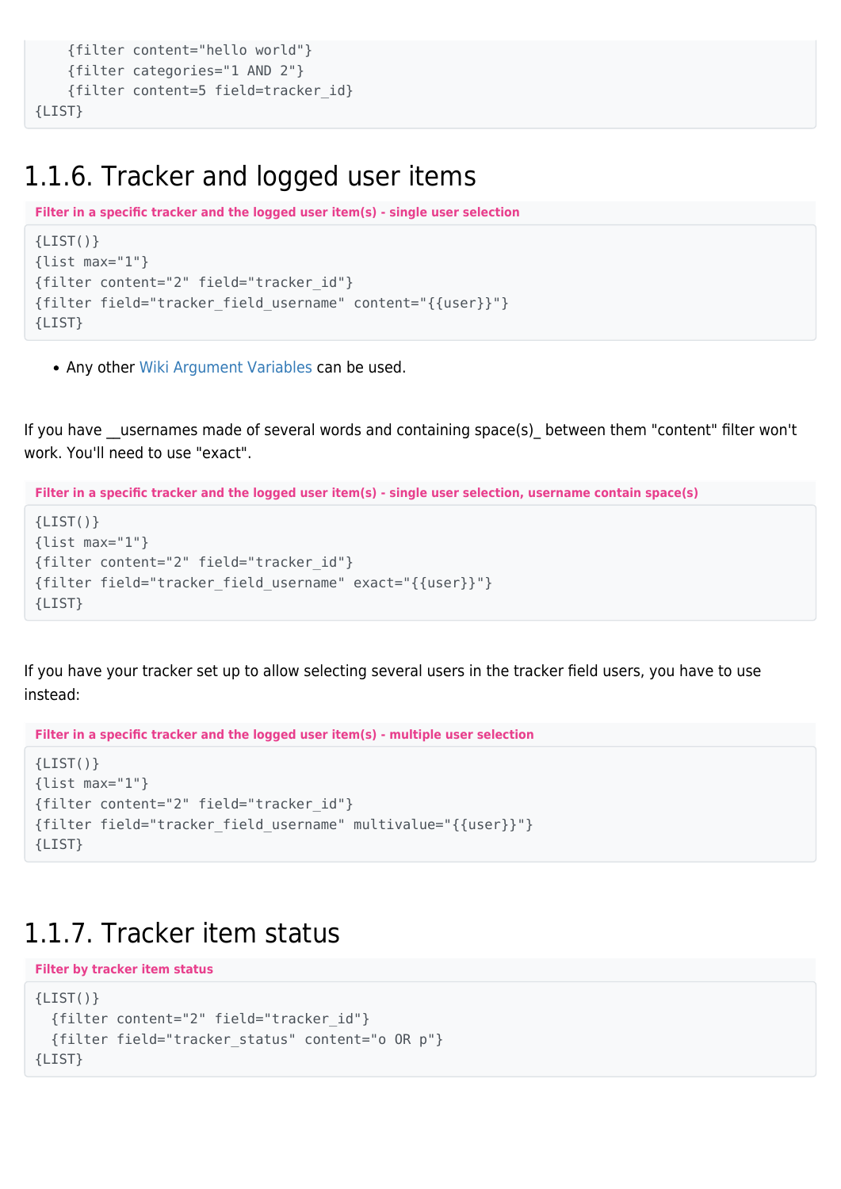```
    {filter content="hello world"}
    {filter categories="1 AND 2"}
    {filter content=5 field=tracker_id}
{LIST}
```

## 1.1.6. Tracker and logged user items

**Filter in a specific tracker and the logged user item(s) - single user selection**

```
{LIST()}
{list max="1"}
{filter content="2" field="tracker_id"}
{filter field="tracker_field_username" content="{{user}}"}
{LIST}
```

- Any other Wiki Argument Variables can be used.

If you have __usernames made of several words and containing space(s)_ between them "content" filter won't work. You'll need to use "exact".

**Filter in a specific tracker and the logged user item(s) - single user selection, username contain space(s)**

```
{LIST()}
{list max="1"}
{filter content="2" field="tracker_id"}
{filter field="tracker_field_username" exact="{{user}}"}
{LIST}
```

If you have your tracker set up to allow selecting several users in the tracker field users, you have to use instead:

**Filter in a specific tracker and the logged user item(s) - multiple user selection**

```
{LIST()}
{list max="1"}
{filter content="2" field="tracker_id"}
{filter field="tracker_field_username" multivalue="{{user}}"}
{LIST}
```

## 1.1.7. Tracker item status

**Filter by tracker item status**

```
{LIST()}
  {filter content="2" field="tracker_id"}
  {filter field="tracker_status" content="o OR p"}
{LIST}
```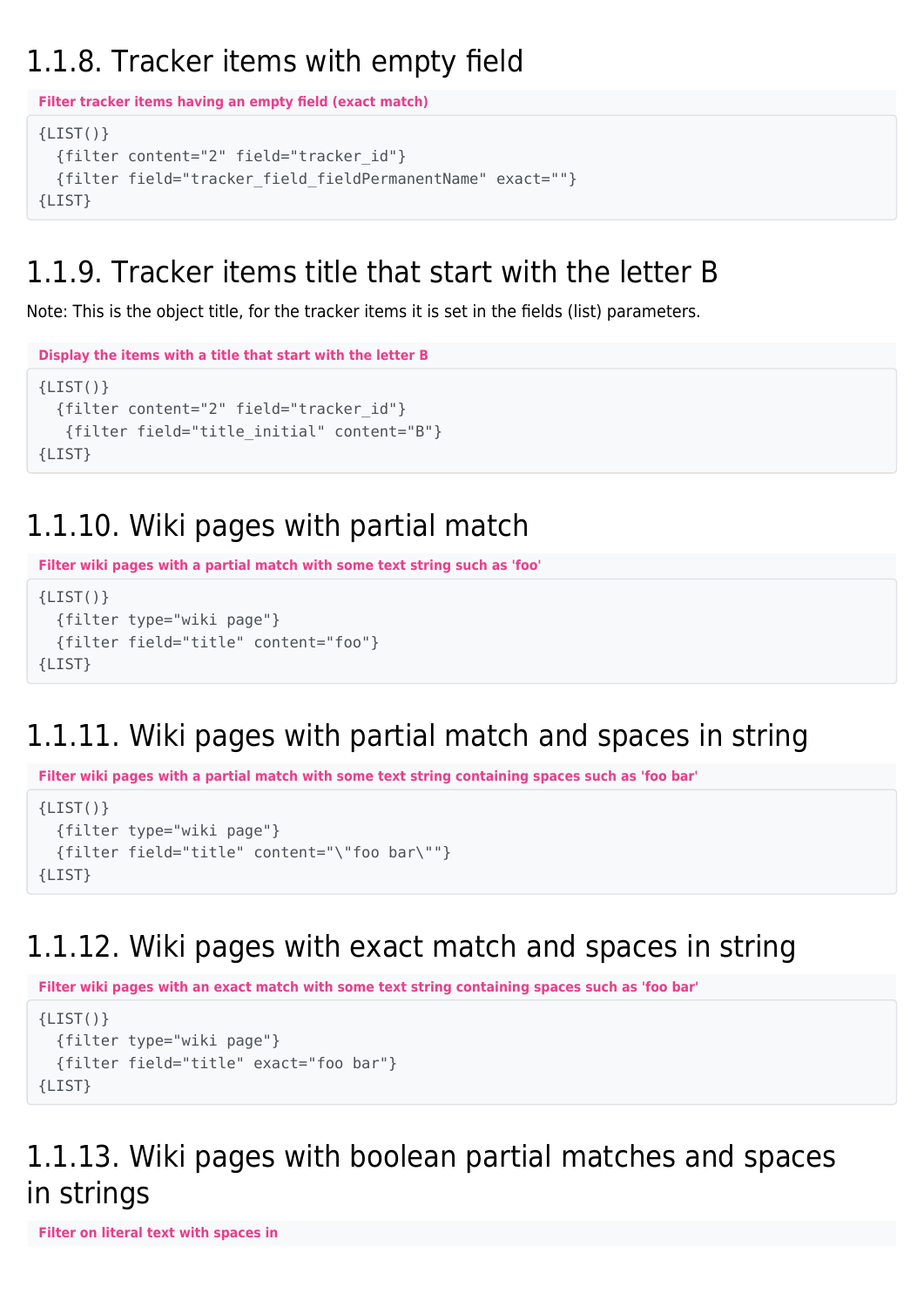### 1.1.8. Tracker items with empty field

**Filter tracker items having an empty field (exact match)**

```
{LIST()}
  {filter content="2" field="tracker_id"}
  {filter field="tracker_field_fieldPermanentName" exact=""}
{LIST}
```

### 1.1.9. Tracker items title that start with the letter B

Note: This is the object title, for the tracker items it is set in the fields (list) parameters.

**Display the items with a title that start with the letter B**

```
{LIST()}
  {filter content="2" field="tracker_id"}
   {filter field="title_initial" content="B"}
{LIST}
```

### 1.1.10. Wiki pages with partial match

**Filter wiki pages with a partial match with some text string such as 'foo'**

```
{LIST()}
  {filter type="wiki page"}
  {filter field="title" content="foo"}
{LIST}
```

### 1.1.11. Wiki pages with partial match and spaces in string

**Filter wiki pages with a partial match with some text string containing spaces such as 'foo bar'**

```
{LIST()}
  {filter type="wiki page"}
  {filter field="title" content="\"foo bar\""}
{LIST}
```

### 1.1.12. Wiki pages with exact match and spaces in string

**Filter wiki pages with an exact match with some text string containing spaces such as 'foo bar'**

```
{LIST()}
  {filter type="wiki page"}
  {filter field="title" exact="foo bar"}
{LIST}
```

### 1.1.13. Wiki pages with boolean partial matches and spaces in strings

**Filter on literal text with spaces in**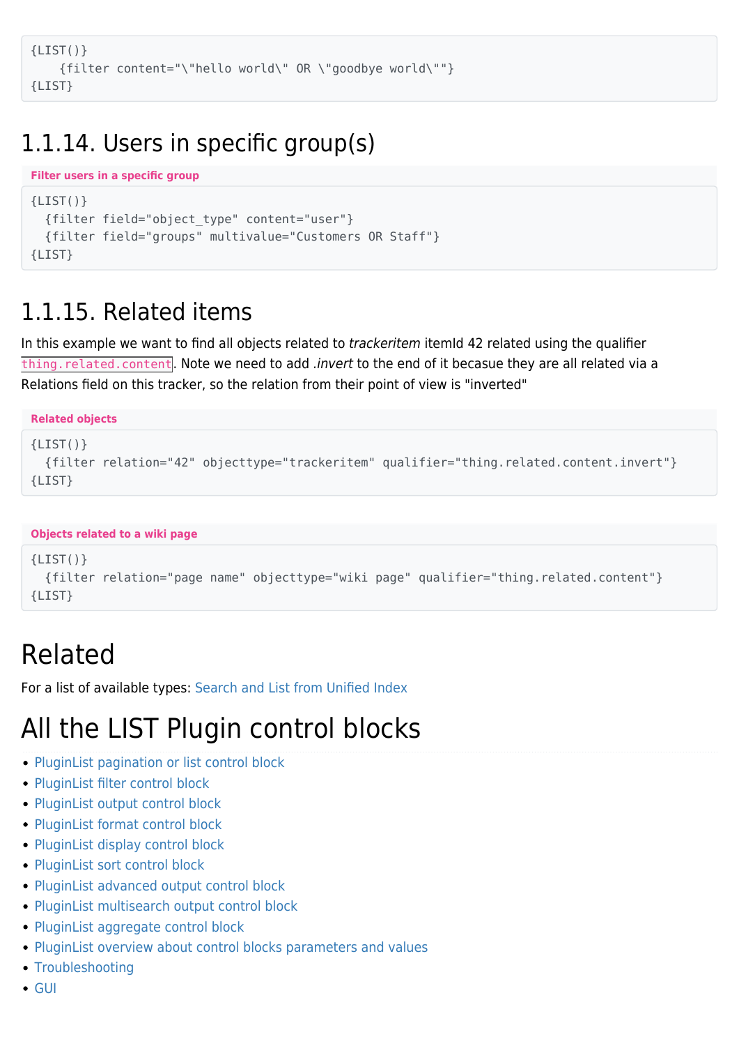```
{LIST()}
    {filter content="\"hello world\" OR \"goodbye world\""}
{LIST}
```

### 1.1.14. Users in specific group(s)

**Filter users in a specific group**

```
{LIST()}
  {filter field="object_type" content="user"}
  {filter field="groups" multivalue="Customers OR Staff"}
{LIST}
```

### 1.1.15. Related items

In this example we want to find all objects related to *trackeritem* itemId 42 related using the qualifier `thing.related.content`. Note we need to add *.invert* to the end of it becasue they are all related via a Relations field on this tracker, so the relation from their point of view is "inverted"

**Related objects**

```
{LIST()}
  {filter relation="42" objecttype="trackeritem" qualifier="thing.related.content.invert"}
{LIST}
```

**Objects related to a wiki page**

```
{LIST()}
  {filter relation="page name" objecttype="wiki page" qualifier="thing.related.content"}
{LIST}
```

# Related

For a list of available types: Search and List from Unified Index

# All the LIST Plugin control blocks

- PluginList pagination or list control block
- PluginList filter control block
- PluginList output control block
- PluginList format control block
- PluginList display control block
- PluginList sort control block
- PluginList advanced output control block
- PluginList multisearch output control block
- PluginList aggregate control block
- PluginList overview about control blocks parameters and values
- Troubleshooting
- GUI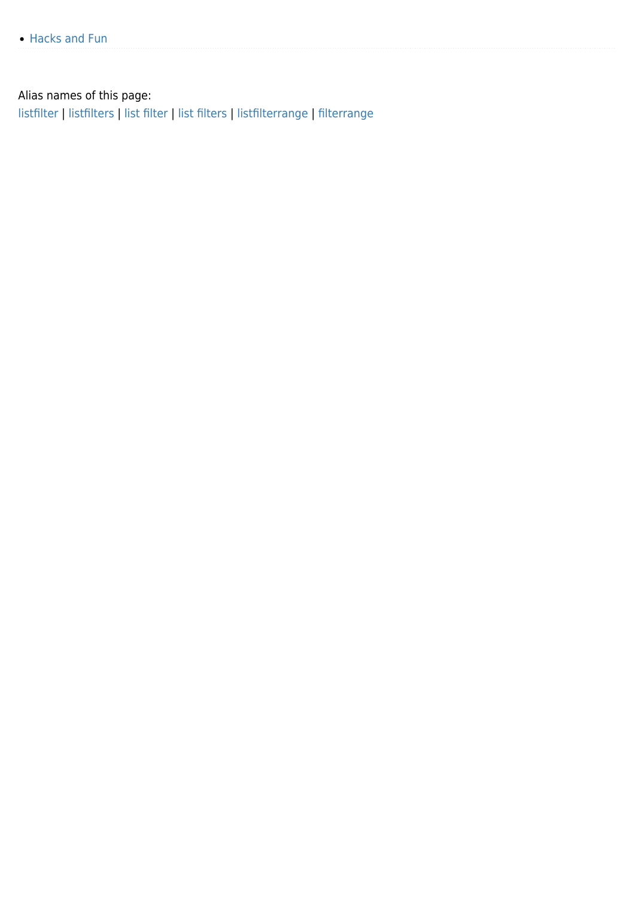- Hacks and Fun

Alias names of this page:

listfilter | listfilters | list filter | list filters | listfilterrange | filterrange